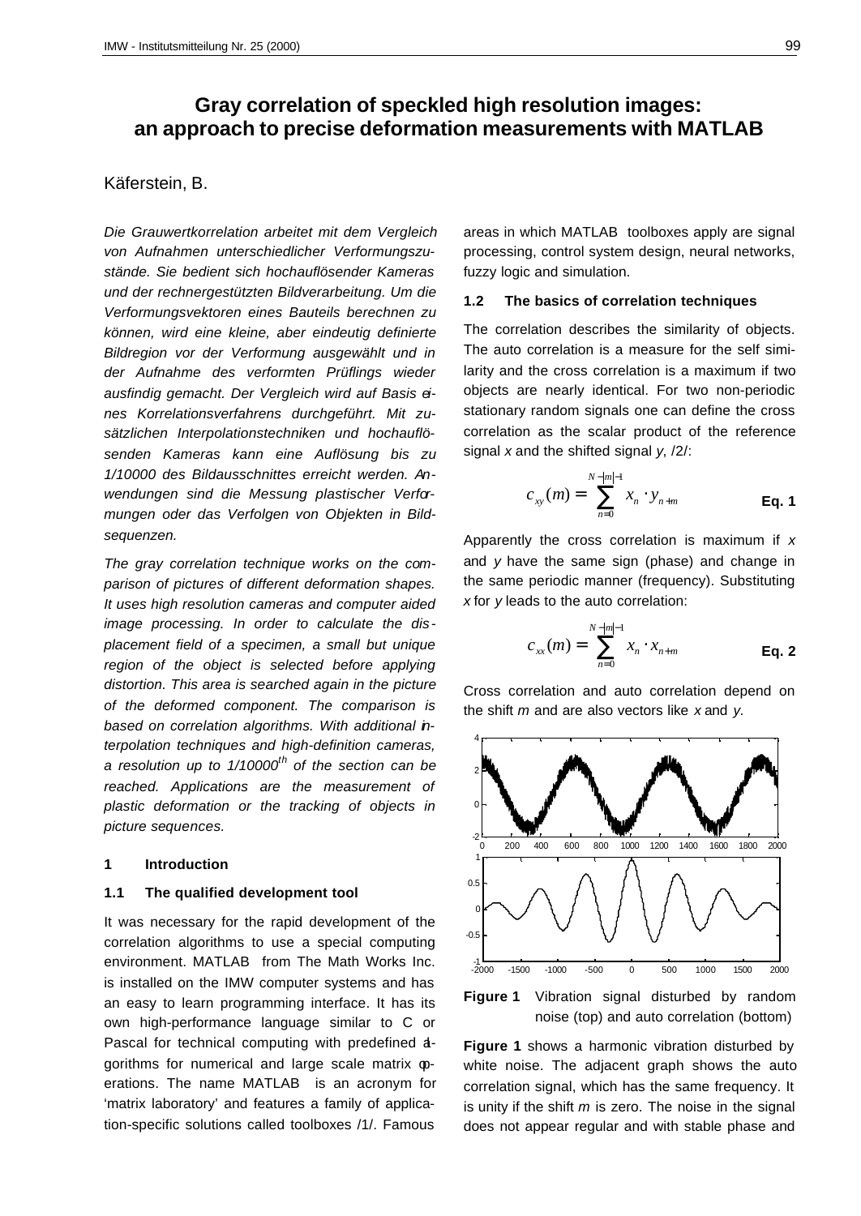# Gray correlation of speckled high resolution images: an approach to precise deformation measurements with MATLAB

Käferstein, B.

*Die Grauwertkorrelation arbeitet mit dem Vergleich von Aufnahmen unterschiedlicher Verformungszustände. Sie bedient sich hochauflösender Kameras und der rechnergestützten Bildverarbeitung. Um die Verformungsvektoren eines Bauteils berechnen zu können, wird eine kleine, aber eindeutig definierte Bildregion vor der Verformung ausgewählt und in der Aufnahme des verformten Prüflings wieder ausfindig gemacht. Der Vergleich wird auf Basis eines Korrelationsverfahrens durchgeführt. Mit zusätzlichen Interpolationstechniken und hochauflösenden Kameras kann eine Auflösung bis zu 1/10000 des Bildausschnittes erreicht werden. Anwendungen sind die Messung plastischer Verformungen oder das Verfolgen von Objekten in Bildsequenzen.*

*The gray correlation technique works on the comparison of pictures of different deformation shapes. It uses high resolution cameras and computer aided image processing. In order to calculate the displacement field of a specimen, a small but unique region of the object is selected before applying distortion. This area is searched again in the picture of the deformed component. The comparison is based on correlation algorithms. With additional interpolation techniques and high-definition cameras, a resolution up to 1/10000th of the section can be reached. Applications are the measurement of plastic deformation or the tracking of objects in picture sequences.*

## 1 Introduction

### 1.1 The qualified development tool

It was necessary for the rapid development of the correlation algorithms to use a special computing environment. MATLAB from The Math Works Inc. is installed on the IMW computer systems and has an easy to learn programming interface. It has its own high-performance language similar to C or Pascal for technical computing with predefined algorithms for numerical and large scale matrix operations. The name MATLAB is an acronym for 'matrix laboratory' and features a family of application-specific solutions called toolboxes /1/. Famous areas in which MATLAB toolboxes apply are signal processing, control system design, neural networks, fuzzy logic and simulation.

### 1.2 The basics of correlation techniques

The correlation describes the similarity of objects. The auto correlation is a measure for the self similarity and the cross correlation is a maximum if two objects are nearly identical. For two non-periodic stationary random signals one can define the cross correlation as the scalar product of the reference signal $x$ and the shifted signal $y$, /2/:

$$c_{xy}(m) = \sum_{n=0}^{N-|m|-1} x_n \cdot y_{n+m} \qquad \textbf{Eq. 1}$$

Apparently the cross correlation is maximum if $x$ and $y$ have the same sign (phase) and change in the same periodic manner (frequency). Substituting $x$ for $y$ leads to the auto correlation:

$$c_{xx}(m) = \sum_{n=0}^{N-|m|-1} x_n \cdot x_{n+m} \qquad \textbf{Eq. 2}$$

Cross correlation and auto correlation depend on the shift $m$ and are also vectors like $x$ and $y$.

**Figure 1** Vibration signal disturbed by random noise (top) and auto correlation (bottom)

**Figure 1** shows a harmonic vibration disturbed by white noise. The adjacent graph shows the auto correlation signal, which has the same frequency. It is unity if the shift $m$ is zero. The noise in the signal does not appear regular and with stable phase and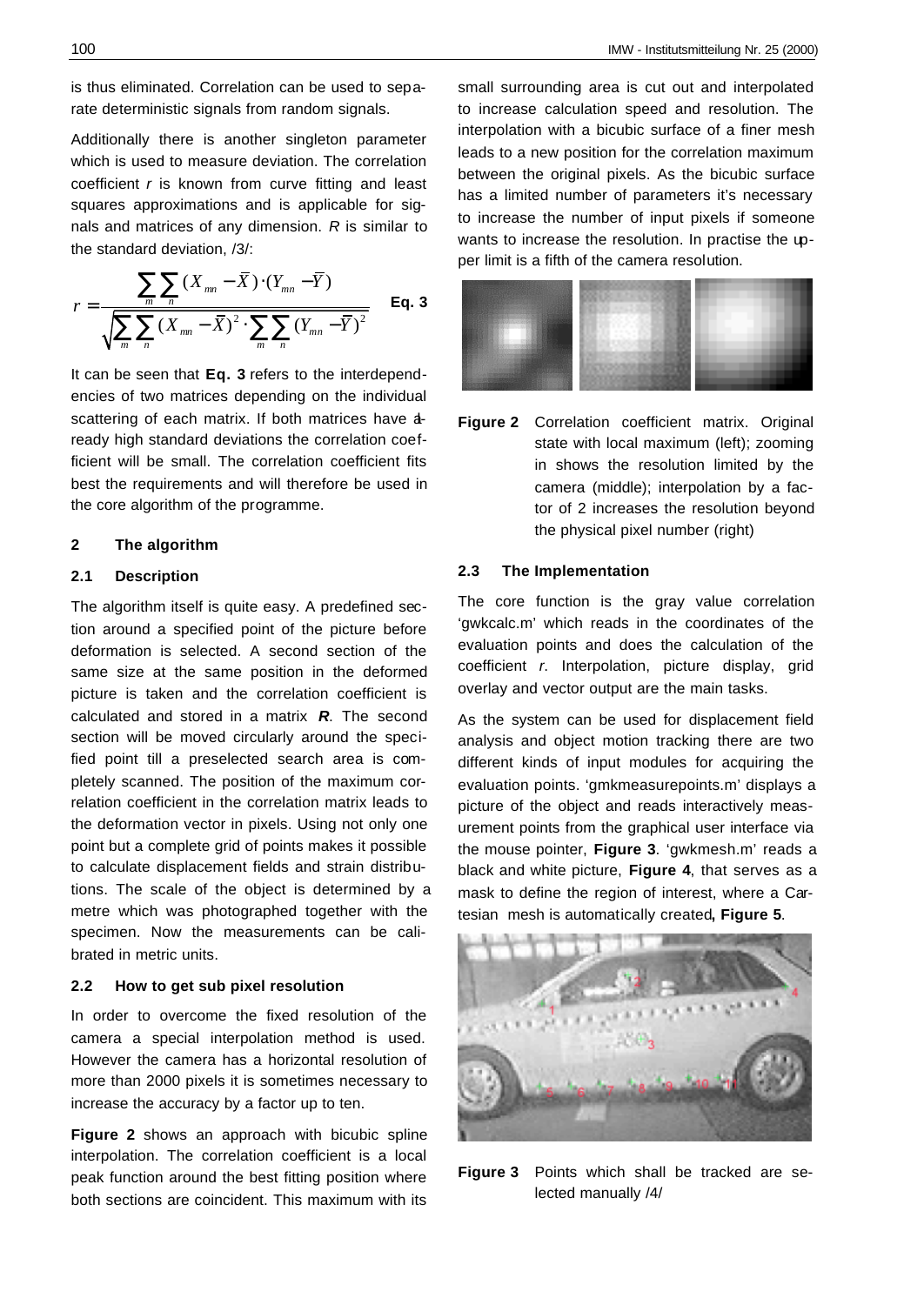is thus eliminated. Correlation can be used to separate deterministic signals from random signals.

Additionally there is another singleton parameter which is used to measure deviation. The correlation coefficient $r$ is known from curve fitting and least squares approximations and is applicable for signals and matrices of any dimension. $R$ is similar to the standard deviation, /3/:

$$r = \frac{\sum_m \sum_n (X_{mn} - \bar{X}) \cdot (Y_{mn} - \bar{Y})}{\sqrt{\sum_m \sum_n (X_{mn} - \bar{X})^2 \cdot \sum_m \sum_n (Y_{mn} - \bar{Y})^2}} \quad \textbf{Eq. 3}$$

It can be seen that **Eq. 3** refers to the interdependencies of two matrices depending on the individual scattering of each matrix. If both matrices have already high standard deviations the correlation coefficient will be small. The correlation coefficient fits best the requirements and will therefore be used in the core algorithm of the programme.

## 2 The algorithm

### 2.1 Description

The algorithm itself is quite easy. A predefined section around a specified point of the picture before deformation is selected. A second section of the same size at the same position in the deformed picture is taken and the correlation coefficient is calculated and stored in a matrix ***R***. The second section will be moved circularly around the specified point till a preselected search area is completely scanned. The position of the maximum correlation coefficient in the correlation matrix leads to the deformation vector in pixels. Using not only one point but a complete grid of points makes it possible to calculate displacement fields and strain distributions. The scale of the object is determined by a metre which was photographed together with the specimen. Now the measurements can be calibrated in metric units.

### 2.2 How to get sub pixel resolution

In order to overcome the fixed resolution of the camera a special interpolation method is used. However the camera has a horizontal resolution of more than 2000 pixels it is sometimes necessary to increase the accuracy by a factor up to ten.

**Figure 2** shows an approach with bicubic spline interpolation. The correlation coefficient is a local peak function around the best fitting position where both sections are coincident. This maximum with its small surrounding area is cut out and interpolated to increase calculation speed and resolution. The interpolation with a bicubic surface of a finer mesh leads to a new position for the correlation maximum between the original pixels. As the bicubic surface has a limited number of parameters it's necessary to increase the number of input pixels if someone wants to increase the resolution. In practise the upper limit is a fifth of the camera resolution.

**Figure 2** Correlation coefficient matrix. Original state with local maximum (left); zooming in shows the resolution limited by the camera (middle); interpolation by a factor of 2 increases the resolution beyond the physical pixel number (right)

### 2.3 The Implementation

The core function is the gray value correlation 'gwkcalc.m' which reads in the coordinates of the evaluation points and does the calculation of the coefficient $r$. Interpolation, picture display, grid overlay and vector output are the main tasks.

As the system can be used for displacement field analysis and object motion tracking there are two different kinds of input modules for acquiring the evaluation points. 'gmkmeasurepoints.m' displays a picture of the object and reads interactively measurement points from the graphical user interface via the mouse pointer, **Figure 3**. 'gwkmesh.m' reads a black and white picture, **Figure 4**, that serves as a mask to define the region of interest, where a Cartesian mesh is automatically created**, Figure 5**.

**Figure 3** Points which shall be tracked are selected manually /4/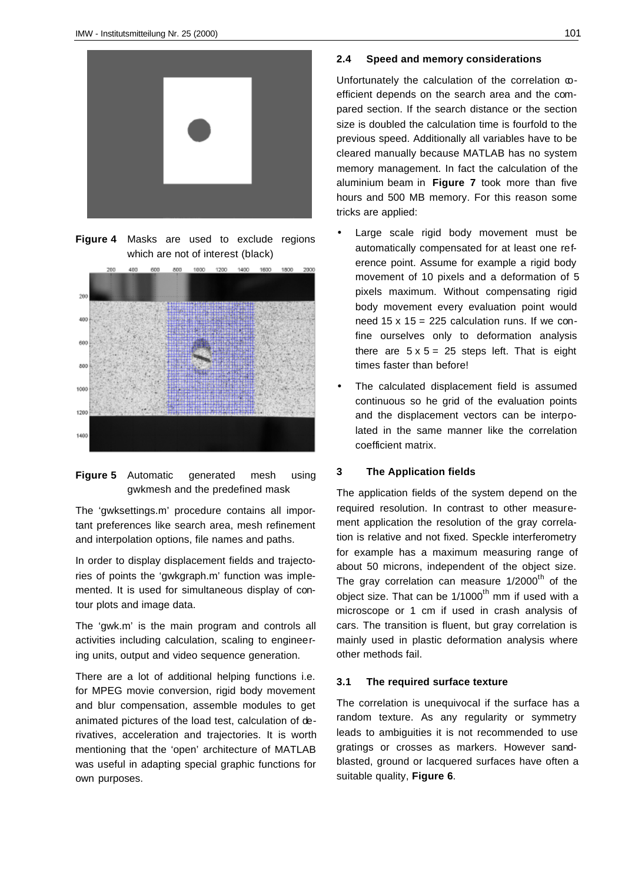**Figure 4** Masks are used to exclude regions which are not of interest (black)

**Figure 5** Automatic generated mesh using gwkmesh and the predefined mask

The 'gwksettings.m' procedure contains all important preferences like search area, mesh refinement and interpolation options, file names and paths.

In order to display displacement fields and trajectories of points the 'gwkgraph.m' function was implemented. It is used for simultaneous display of contour plots and image data.

The 'gwk.m' is the main program and controls all activities including calculation, scaling to engineering units, output and video sequence generation.

There are a lot of additional helping functions i.e. for MPEG movie conversion, rigid body movement and blur compensation, assemble modules to get animated pictures of the load test, calculation of derivatives, acceleration and trajectories. It is worth mentioning that the 'open' architecture of MATLAB was useful in adapting special graphic functions for own purposes.

### 2.4 Speed and memory considerations

Unfortunately the calculation of the correlation coefficient depends on the search area and the compared section. If the search distance or the section size is doubled the calculation time is fourfold to the previous speed. Additionally all variables have to be cleared manually because MATLAB has no system memory management. In fact the calculation of the aluminium beam in **Figure 7** took more than five hours and 500 MB memory. For this reason some tricks are applied:

- Large scale rigid body movement must be automatically compensated for at least one reference point. Assume for example a rigid body movement of 10 pixels and a deformation of 5 pixels maximum. Without compensating rigid body movement every evaluation point would need 15 x 15 = 225 calculation runs. If we confine ourselves only to deformation analysis there are 5 x 5 = 25 steps left. That is eight times faster than before!
- The calculated displacement field is assumed continuous so he grid of the evaluation points and the displacement vectors can be interpolated in the same manner like the correlation coefficient matrix.

## 3 The Application fields

The application fields of the system depend on the required resolution. In contrast to other measurement application the resolution of the gray correlation is relative and not fixed. Speckle interferometry for example has a maximum measuring range of about 50 microns, independent of the object size. The gray correlation can measure 1/2000$^{th}$ of the object size. That can be 1/1000$^{th}$ mm if used with a microscope or 1 cm if used in crash analysis of cars. The transition is fluent, but gray correlation is mainly used in plastic deformation analysis where other methods fail.

### 3.1 The required surface texture

The correlation is unequivocal if the surface has a random texture. As any regularity or symmetry leads to ambiguities it is not recommended to use gratings or crosses as markers. However sandblasted, ground or lacquered surfaces have often a suitable quality, **Figure 6**.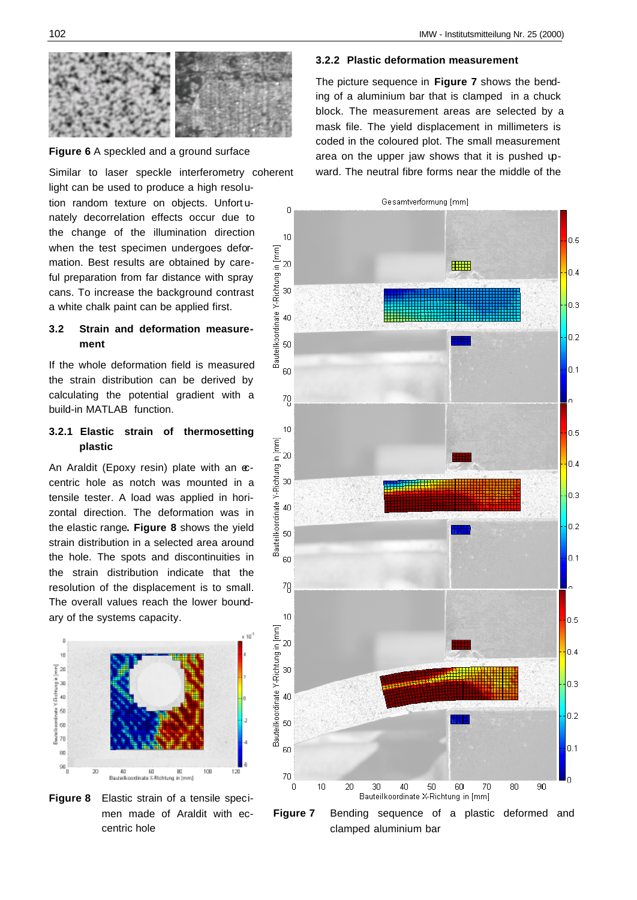**Figure 6** A speckled and a ground surface

Similar to laser speckle interferometry coherent light can be used to produce a high resolution random texture on objects. Unfortunately decorrelation effects occur due to the change of the illumination direction when the test specimen undergoes deformation. Best results are obtained by careful preparation from far distance with spray cans. To increase the background contrast a white chalk paint can be applied first.

### 3.2 Strain and deformation measurement

If the whole deformation field is measured the strain distribution can be derived by calculating the potential gradient with a build-in MATLAB function.

#### 3.2.1 Elastic strain of thermosetting plastic

An Araldit (Epoxy resin) plate with an eccentric hole as notch was mounted in a tensile tester. A load was applied in horizontal direction. The deformation was in the elastic range**. Figure 8** shows the yield strain distribution in a selected area around the hole. The spots and discontinuities in the strain distribution indicate that the resolution of the displacement is to small. The overall values reach the lower boundary of the systems capacity.

**Figure 8** Elastic strain of a tensile specimen made of Araldit with eccentric hole

#### 3.2.2 Plastic deformation measurement

The picture sequence in **Figure 7** shows the bending of a aluminium bar that is clamped in a chuck block. The measurement areas are selected by a mask file. The yield displacement in millimeters is coded in the coloured plot. The small measurement area on the upper jaw shows that it is pushed upward. The neutral fibre forms near the middle of the

**Figure 7** Bending sequence of a plastic deformed and clamped aluminium bar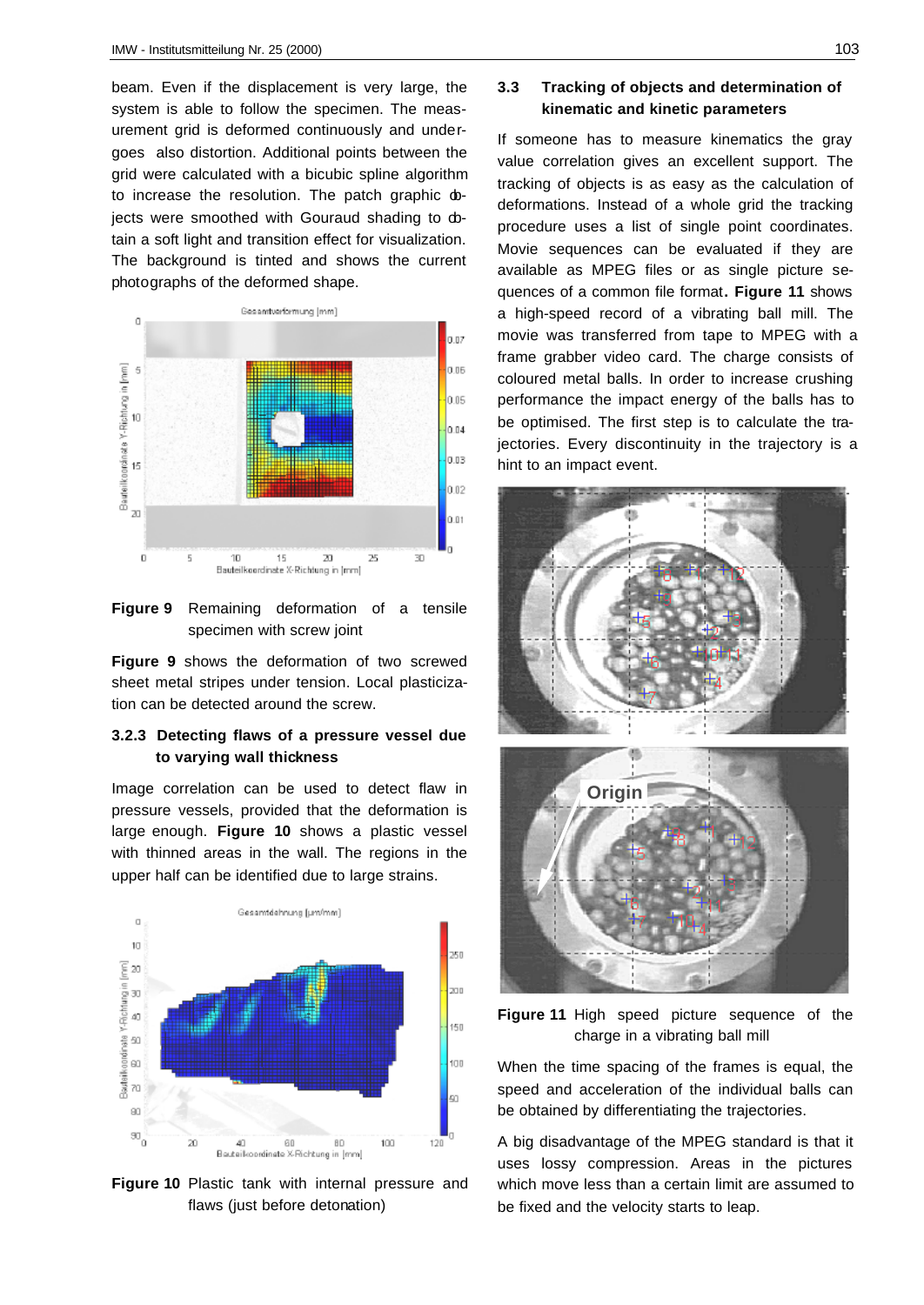beam. Even if the displacement is very large, the system is able to follow the specimen. The measurement grid is deformed continuously and undergoes also distortion. Additional points between the grid were calculated with a bicubic spline algorithm to increase the resolution. The patch graphic objects were smoothed with Gouraud shading to obtain a soft light and transition effect for visualization. The background is tinted and shows the current photographs of the deformed shape.

**Figure 9** Remaining deformation of a tensile specimen with screw joint

**Figure 9** shows the deformation of two screwed sheet metal stripes under tension. Local plasticization can be detected around the screw.

### 3.2.3 Detecting flaws of a pressure vessel due to varying wall thickness

Image correlation can be used to detect flaw in pressure vessels, provided that the deformation is large enough. **Figure 10** shows a plastic vessel with thinned areas in the wall. The regions in the upper half can be identified due to large strains.

**Figure 10** Plastic tank with internal pressure and flaws (just before detonation)

## 3.3 Tracking of objects and determination of kinematic and kinetic parameters

If someone has to measure kinematics the gray value correlation gives an excellent support. The tracking of objects is as easy as the calculation of deformations. Instead of a whole grid the tracking procedure uses a list of single point coordinates. Movie sequences can be evaluated if they are available as MPEG files or as single picture sequences of a common file format**. Figure 11** shows a high-speed record of a vibrating ball mill. The movie was transferred from tape to MPEG with a frame grabber video card. The charge consists of coloured metal balls. In order to increase crushing performance the impact energy of the balls has to be optimised. The first step is to calculate the trajectories. Every discontinuity in the trajectory is a hint to an impact event.

**Figure 11** High speed picture sequence of the charge in a vibrating ball mill

When the time spacing of the frames is equal, the speed and acceleration of the individual balls can be obtained by differentiating the trajectories.

A big disadvantage of the MPEG standard is that it uses lossy compression. Areas in the pictures which move less than a certain limit are assumed to be fixed and the velocity starts to leap.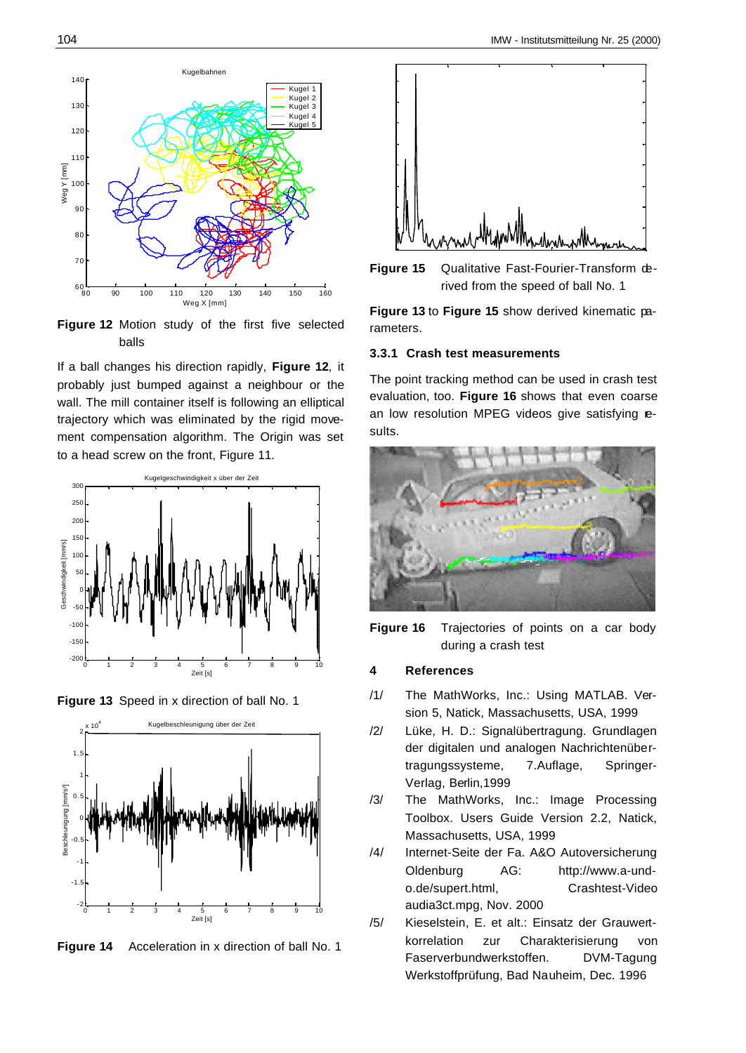Kugelbahnen

Weg Y [mm]

Weg X [mm]

Kugel 1
Kugel 2
Kugel 3
Kugel 4
Kugel 5

**Figure 12** Motion study of the first five selected balls

If a ball changes his direction rapidly, **Figure 12**, it probably just bumped against a neighbour or the wall. The mill container itself is following an elliptical trajectory which was eliminated by the rigid movement compensation algorithm. The Origin was set to a head screw on the front, Figure 11.

Kugelgeschwindigkeit x über der Zeit

Geschwindigkeit [mm/s]

Zeit [s]

**Figure 13** Speed in x direction of ball No. 1

Kugelbeschleunigung über der Zeit

x 10^4

Beschleunigung [mm/s²]

Zeit [s]

**Figure 14** Acceleration in x direction of ball No. 1

**Figure 15** Qualitative Fast-Fourier-Transform derived from the speed of ball No. 1

**Figure 13** to **Figure 15** show derived kinematic parameters.

### 3.3.1 Crash test measurements

The point tracking method can be used in crash test evaluation, too. **Figure 16** shows that even coarse an low resolution MPEG videos give satisfying results.

**Figure 16** Trajectories of points on a car body during a crash test

## 4 References

/1/ The MathWorks, Inc.: Using MATLAB. Version 5, Natick, Massachusetts, USA, 1999

/2/ Lüke, H. D.: Signalübertragung. Grundlagen der digitalen und analogen Nachrichtenübertragungssysteme, 7.Auflage, Springer-Verlag, Berlin,1999

/3/ The MathWorks, Inc.: Image Processing Toolbox. Users Guide Version 2.2, Natick, Massachusetts, USA, 1999

/4/ Internet-Seite der Fa. A&O Autoversicherung Oldenburg AG: http://www.a-und-o.de/supert.html, Crashtest-Video audia3ct.mpg, Nov. 2000

/5/ Kieselstein, E. et alt.: Einsatz der Grauwertkorrelation zur Charakterisierung von Faserverbundwerkstoffen. DVM-Tagung Werkstoffprüfung, Bad Nauheim, Dec. 1996